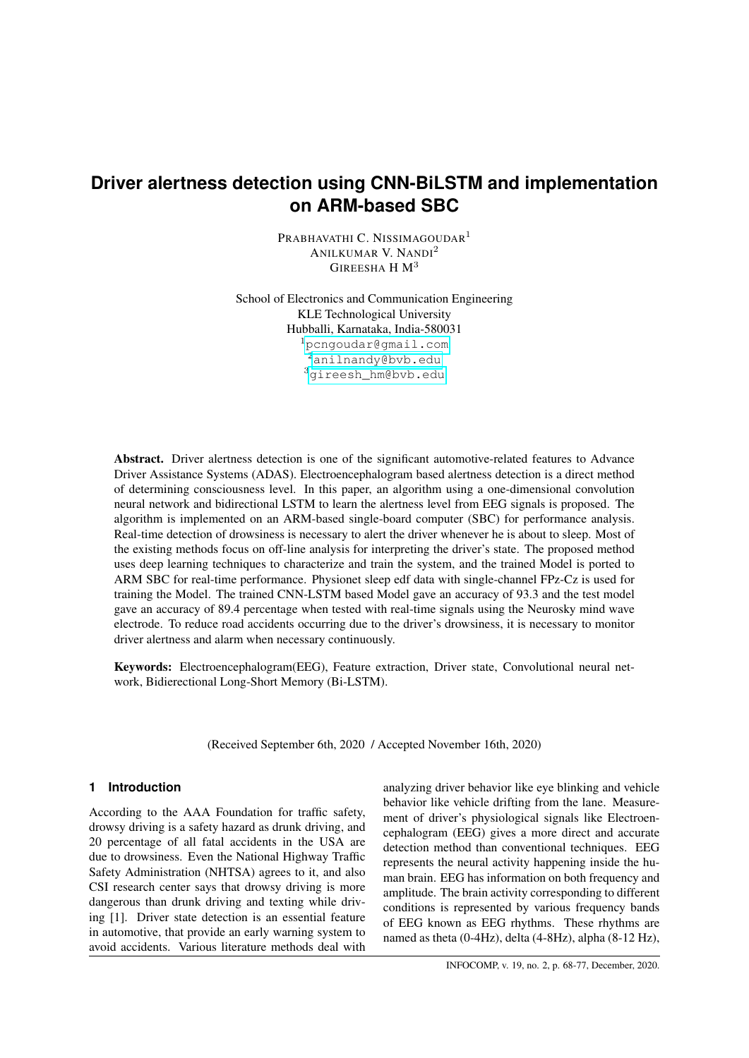# Driver alertness detection using CNN-BiLSTM and implementation on ARM-based SBC

PRABHAVATHI C. NISSIMAGOUDAR[1]
ANILKUMAR V. NANDI[2]
GIREESHA H M[3]

School of Electronics and Communication Engineering
KLE Technological University
Hubballi, Karnataka, India-580031
[1]pcngoudar@gmail.com
[2]anilnandy@bvb.edu
[3]gireesh_hm@bvb.edu

**Abstract.** Driver alertness detection is one of the significant automotive-related features to Advance Driver Assistance Systems (ADAS). Electroencephalogram based alertness detection is a direct method of determining consciousness level. In this paper, an algorithm using a one-dimensional convolution neural network and bidirectional LSTM to learn the alertness level from EEG signals is proposed. The algorithm is implemented on an ARM-based single-board computer (SBC) for performance analysis. Real-time detection of drowsiness is necessary to alert the driver whenever he is about to sleep. Most of the existing methods focus on off-line analysis for interpreting the driver's state. The proposed method uses deep learning techniques to characterize and train the system, and the trained Model is ported to ARM SBC for real-time performance. Physionet sleep edf data with single-channel FPz-Cz is used for training the Model. The trained CNN-LSTM based Model gave an accuracy of 93.3 and the test model gave an accuracy of 89.4 percentage when tested with real-time signals using the Neurosky mind wave electrode. To reduce road accidents occurring due to the driver's drowsiness, it is necessary to monitor driver alertness and alarm when necessary continuously.

**Keywords:** Electroencephalogram(EEG), Feature extraction, Driver state, Convolutional neural network, Bidierectional Long-Short Memory (Bi-LSTM).

(Received September 6th, 2020 / Accepted November 16th, 2020)

## 1 Introduction

According to the AAA Foundation for traffic safety, drowsy driving is a safety hazard as drunk driving, and 20 percentage of all fatal accidents in the USA are due to drowsiness. Even the National Highway Traffic Safety Administration (NHTSA) agrees to it, and also CSI research center says that drowsy driving is more dangerous than drunk driving and texting while driving [1]. Driver state detection is an essential feature in automotive, that provide an early warning system to avoid accidents. Various literature methods deal with analyzing driver behavior like eye blinking and vehicle behavior like vehicle drifting from the lane. Measurement of driver's physiological signals like Electroencephalogram (EEG) gives a more direct and accurate detection method than conventional techniques. EEG represents the neural activity happening inside the human brain. EEG has information on both frequency and amplitude. The brain activity corresponding to different conditions is represented by various frequency bands of EEG known as EEG rhythms. These rhythms are named as theta (0-4Hz), delta (4-8Hz), alpha (8-12 Hz),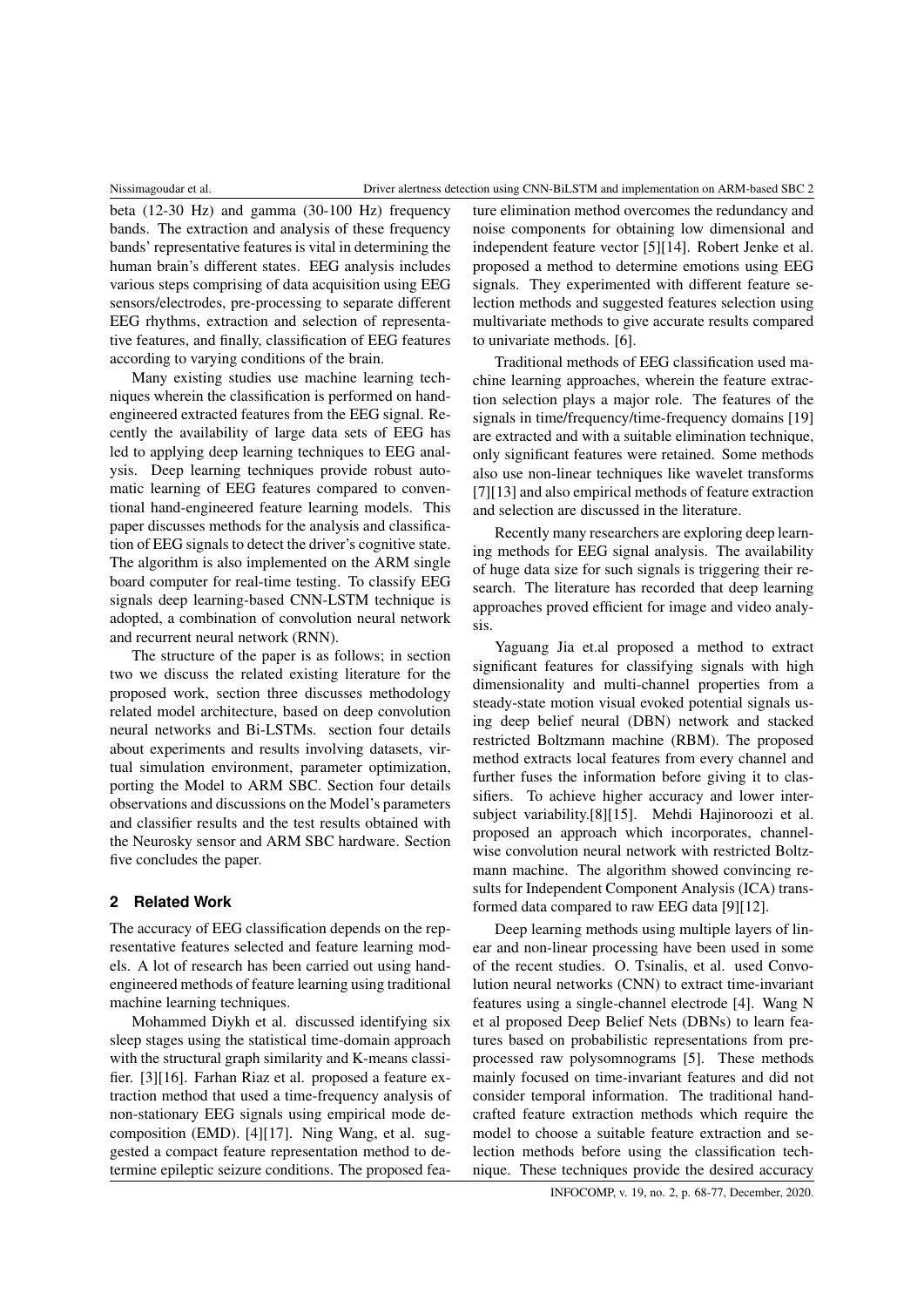beta (12-30 Hz) and gamma (30-100 Hz) frequency bands. The extraction and analysis of these frequency bands' representative features is vital in determining the human brain's different states. EEG analysis includes various steps comprising of data acquisition using EEG sensors/electrodes, pre-processing to separate different EEG rhythms, extraction and selection of representative features, and finally, classification of EEG features according to varying conditions of the brain.

Many existing studies use machine learning techniques wherein the classification is performed on hand-engineered extracted features from the EEG signal. Recently the availability of large data sets of EEG has led to applying deep learning techniques to EEG analysis. Deep learning techniques provide robust automatic learning of EEG features compared to conventional hand-engineered feature learning models. This paper discusses methods for the analysis and classification of EEG signals to detect the driver's cognitive state. The algorithm is also implemented on the ARM single board computer for real-time testing. To classify EEG signals deep learning-based CNN-LSTM technique is adopted, a combination of convolution neural network and recurrent neural network (RNN).

The structure of the paper is as follows; in section two we discuss the related existing literature for the proposed work, section three discusses methodology related model architecture, based on deep convolution neural networks and Bi-LSTMs. section four details about experiments and results involving datasets, virtual simulation environment, parameter optimization, porting the Model to ARM SBC. Section four details observations and discussions on the Model's parameters and classifier results and the test results obtained with the Neurosky sensor and ARM SBC hardware. Section five concludes the paper.

## 2 Related Work

The accuracy of EEG classification depends on the representative features selected and feature learning models. A lot of research has been carried out using hand-engineered methods of feature learning using traditional machine learning techniques.

Mohammed Diykh et al. discussed identifying six sleep stages using the statistical time-domain approach with the structural graph similarity and K-means classifier. [3][16]. Farhan Riaz et al. proposed a feature extraction method that used a time-frequency analysis of non-stationary EEG signals using empirical mode decomposition (EMD). [4][17]. Ning Wang, et al. suggested a compact feature representation method to determine epileptic seizure conditions. The proposed feature elimination method overcomes the redundancy and noise components for obtaining low dimensional and independent feature vector [5][14]. Robert Jenke et al. proposed a method to determine emotions using EEG signals. They experimented with different feature selection methods and suggested features selection using multivariate methods to give accurate results compared to univariate methods. [6].

Traditional methods of EEG classification used machine learning approaches, wherein the feature extraction selection plays a major role. The features of the signals in time/frequency/time-frequency domains [19] are extracted and with a suitable elimination technique, only significant features were retained. Some methods also use non-linear techniques like wavelet transforms [7][13] and also empirical methods of feature extraction and selection are discussed in the literature.

Recently many researchers are exploring deep learning methods for EEG signal analysis. The availability of huge data size for such signals is triggering their research. The literature has recorded that deep learning approaches proved efficient for image and video analysis.

Yaguang Jia et.al proposed a method to extract significant features for classifying signals with high dimensionality and multi-channel properties from a steady-state motion visual evoked potential signals using deep belief neural (DBN) network and stacked restricted Boltzmann machine (RBM). The proposed method extracts local features from every channel and further fuses the information before giving it to classifiers. To achieve higher accuracy and lower inter-subject variability.[8][15]. Mehdi Hajinoroozi et al. proposed an approach which incorporates, channel-wise convolution neural network with restricted Boltzmann machine. The algorithm showed convincing results for Independent Component Analysis (ICA) transformed data compared to raw EEG data [9][12].

Deep learning methods using multiple layers of linear and non-linear processing have been used in some of the recent studies. O. Tsinalis, et al. used Convolution neural networks (CNN) to extract time-invariant features using a single-channel electrode [4]. Wang N et al proposed Deep Belief Nets (DBNs) to learn features based on probabilistic representations from pre-processed raw polysomnograms [5]. These methods mainly focused on time-invariant features and did not consider temporal information. The traditional handcrafted feature extraction methods which require the model to choose a suitable feature extraction and selection methods before using the classification technique. These techniques provide the desired accuracy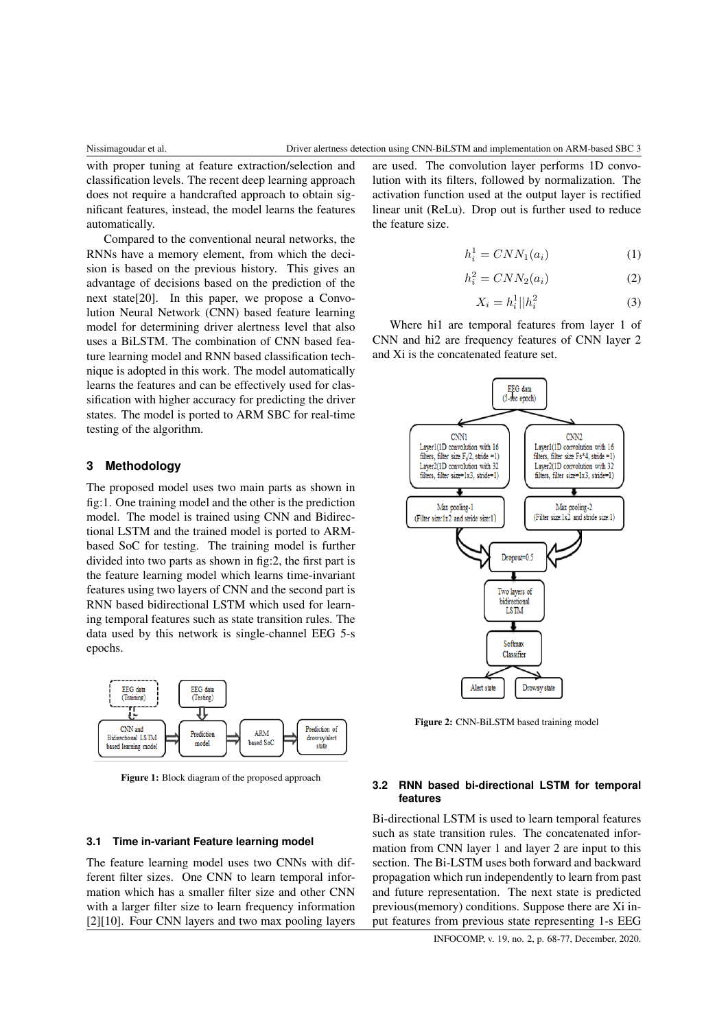with proper tuning at feature extraction/selection and classification levels. The recent deep learning approach does not require a handcrafted approach to obtain significant features, instead, the model learns the features automatically.

Compared to the conventional neural networks, the RNNs have a memory element, from which the decision is based on the previous history. This gives an advantage of decisions based on the prediction of the next state[20]. In this paper, we propose a Convolution Neural Network (CNN) based feature learning model for determining driver alertness level that also uses a BiLSTM. The combination of CNN based feature learning model and RNN based classification technique is adopted in this work. The model automatically learns the features and can be effectively used for classification with higher accuracy for predicting the driver states. The model is ported to ARM SBC for real-time testing of the algorithm.

## 3 Methodology

The proposed model uses two main parts as shown in fig:1. One training model and the other is the prediction model. The model is trained using CNN and Bidirectional LSTM and the trained model is ported to ARM-based SoC for testing. The training model is further divided into two parts as shown in fig:2, the first part is the feature learning model which learns time-invariant features using two layers of CNN and the second part is RNN based bidirectional LSTM which used for learning temporal features such as state transition rules. The data used by this network is single-channel EEG 5-s epochs.

**Figure 1:** Block diagram of the proposed approach

### 3.1 Time in-variant Feature learning model

The feature learning model uses two CNNs with different filter sizes. One CNN to learn temporal information which has a smaller filter size and other CNN with a larger filter size to learn frequency information [2][10]. Four CNN layers and two max pooling layers are used. The convolution layer performs 1D convolution with its filters, followed by normalization. The activation function used at the output layer is rectified linear unit (ReLu). Drop out is further used to reduce the feature size.

$$h_i^1 = CNN_1(a_i) \tag{1}$$

$$h_i^2 = CNN_2(a_i) \tag{2}$$

$$X_i = h_i^1 || h_i^2 \tag{3}$$

Where hi1 are temporal features from layer 1 of CNN and hi2 are frequency features of CNN layer 2 and Xi is the concatenated feature set.

**Figure 2:** CNN-BiLSTM based training model

### 3.2 RNN based bi-directional LSTM for temporal features

Bi-directional LSTM is used to learn temporal features such as state transition rules. The concatenated information from CNN layer 1 and layer 2 are input to this section. The Bi-LSTM uses both forward and backward propagation which run independently to learn from past and future representation. The next state is predicted previous(memory) conditions. Suppose there are Xi input features from previous state representing 1-s EEG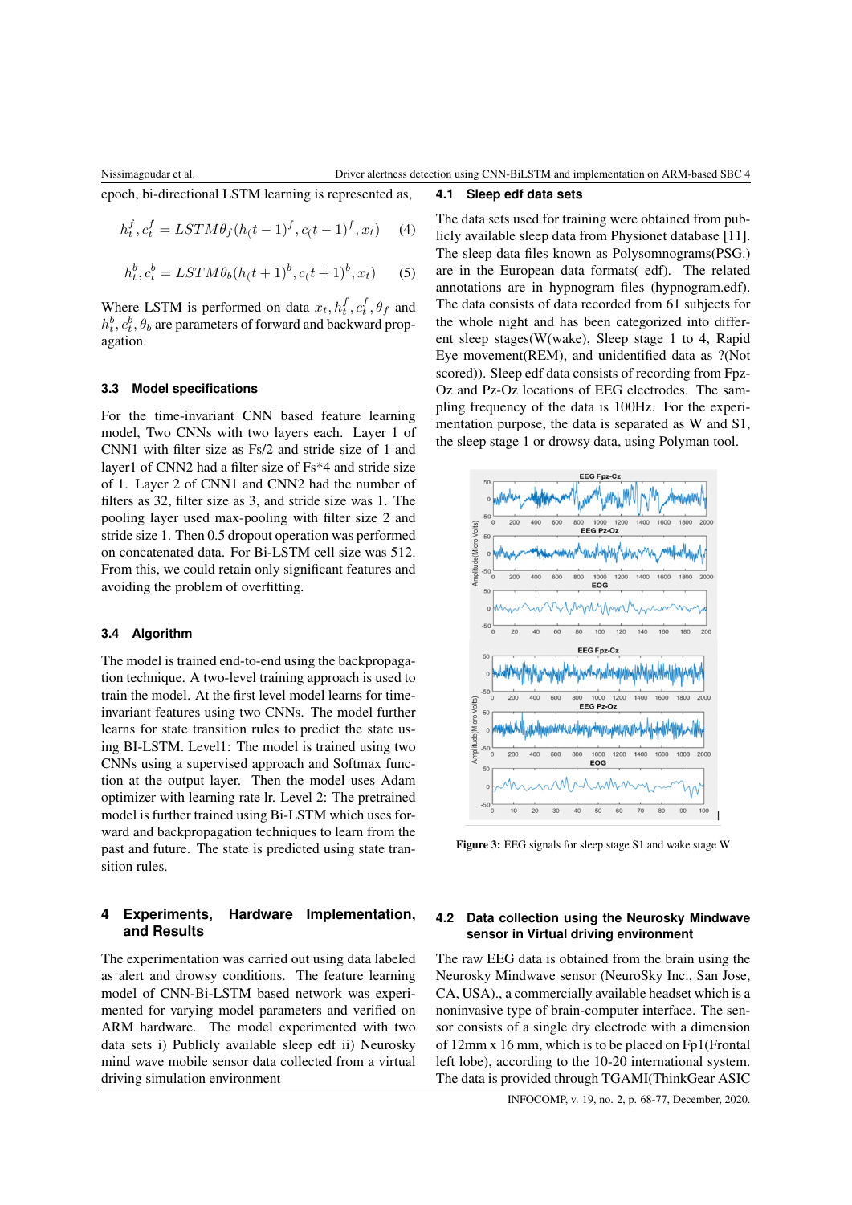epoch, bi-directional LSTM learning is represented as,

$$h_t^f, c_t^f = LSTM\theta_f(h_(t-1)^f, c_(t-1)^f, x_t) \quad (4)$$

$$h_t^b, c_t^b = LSTM\theta_b(h_(t+1)^b, c_(t+1)^b, x_t) \quad (5)$$

Where LSTM is performed on data $x_t, h_t^f, c_t^f, \theta_f$ and $h_t^b, c_t^b, \theta_b$ are parameters of forward and backward propagation.

### 3.3 Model specifications

For the time-invariant CNN based feature learning model, Two CNNs with two layers each. Layer 1 of CNN1 with filter size as Fs/2 and stride size of 1 and layer1 of CNN2 had a filter size of Fs*4 and stride size of 1. Layer 2 of CNN1 and CNN2 had the number of filters as 32, filter size as 3, and stride size was 1. The pooling layer used max-pooling with filter size 2 and stride size 1. Then 0.5 dropout operation was performed on concatenated data. For Bi-LSTM cell size was 512. From this, we could retain only significant features and avoiding the problem of overfitting.

### 3.4 Algorithm

The model is trained end-to-end using the backpropagation technique. A two-level training approach is used to train the model. At the first level model learns for time-invariant features using two CNNs. The model further learns for state transition rules to predict the state using BI-LSTM. Level1: The model is trained using two CNNs using a supervised approach and Softmax function at the output layer. Then the model uses Adam optimizer with learning rate lr. Level 2: The pretrained model is further trained using Bi-LSTM which uses forward and backpropagation techniques to learn from the past and future. The state is predicted using state transition rules.

## 4 Experiments, Hardware Implementation, and Results

The experimentation was carried out using data labeled as alert and drowsy conditions. The feature learning model of CNN-Bi-LSTM based network was experimented for varying model parameters and verified on ARM hardware. The model experimented with two data sets i) Publicly available sleep edf ii) Neurosky mind wave mobile sensor data collected from a virtual driving simulation environment

### 4.1 Sleep edf data sets

The data sets used for training were obtained from publicly available sleep data from Physionet database [11]. The sleep data files known as Polysomnograms(PSG.) are in the European data formats( edf). The related annotations are in hypnogram files (hypnogram.edf). The data consists of data recorded from 61 subjects for the whole night and has been categorized into different sleep stages(W(wake), Sleep stage 1 to 4, Rapid Eye movement(REM), and unidentified data as ?(Not scored)). Sleep edf data consists of recording from Fpz-Oz and Pz-Oz locations of EEG electrodes. The sampling frequency of the data is 100Hz. For the experimentation purpose, the data is separated as W and S1, the sleep stage 1 or drowsy data, using Polyman tool.

**Figure 3:** EEG signals for sleep stage S1 and wake stage W

### 4.2 Data collection using the Neurosky Mindwave sensor in Virtual driving environment

The raw EEG data is obtained from the brain using the Neurosky Mindwave sensor (NeuroSky Inc., San Jose, CA, USA)., a commercially available headset which is a noninvasive type of brain-computer interface. The sensor consists of a single dry electrode with a dimension of 12mm x 16 mm, which is to be placed on Fp1(Frontal left lobe), according to the 10-20 international system. The data is provided through TGAMI(ThinkGear ASIC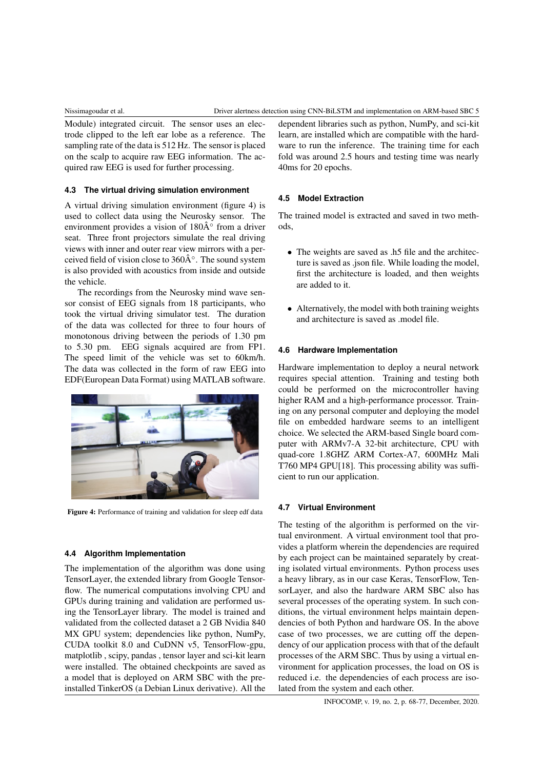Module) integrated circuit. The sensor uses an electrode clipped to the left ear lobe as a reference. The sampling rate of the data is 512 Hz. The sensor is placed on the scalp to acquire raw EEG information. The acquired raw EEG is used for further processing.

### 4.3 The virtual driving simulation environment

A virtual driving simulation environment (figure 4) is used to collect data using the Neurosky sensor. The environment provides a vision of 180Â° from a driver seat. Three front projectors simulate the real driving views with inner and outer rear view mirrors with a perceived field of vision close to 360Â°. The sound system is also provided with acoustics from inside and outside the vehicle.

The recordings from the Neurosky mind wave sensor consist of EEG signals from 18 participants, who took the virtual driving simulator test. The duration of the data was collected for three to four hours of monotonous driving between the periods of 1.30 pm to 5.30 pm. EEG signals acquired are from FP1. The speed limit of the vehicle was set to 60km/h. The data was collected in the form of raw EEG into EDF(European Data Format) using MATLAB software.

**Figure 4:** Performance of training and validation for sleep edf data

### 4.4 Algorithm Implementation

The implementation of the algorithm was done using TensorLayer, the extended library from Google Tensorflow. The numerical computations involving CPU and GPUs during training and validation are performed using the TensorLayer library. The model is trained and validated from the collected dataset a 2 GB Nvidia 840 MX GPU system; dependencies like python, NumPy, CUDA toolkit 8.0 and CuDNN v5, TensorFlow-gpu, matplotlib , scipy, pandas , tensor layer and sci-kit learn were installed. The obtained checkpoints are saved as a model that is deployed on ARM SBC with the preinstalled TinkerOS (a Debian Linux derivative). All the dependent libraries such as python, NumPy, and sci-kit learn, are installed which are compatible with the hardware to run the inference. The training time for each fold was around 2.5 hours and testing time was nearly 40ms for 20 epochs.

### 4.5 Model Extraction

The trained model is extracted and saved in two methods,

- The weights are saved as .h5 file and the architecture is saved as .json file. While loading the model, first the architecture is loaded, and then weights are added to it.
- Alternatively, the model with both training weights and architecture is saved as .model file.

### 4.6 Hardware Implementation

Hardware implementation to deploy a neural network requires special attention. Training and testing both could be performed on the microcontroller having higher RAM and a high-performance processor. Training on any personal computer and deploying the model file on embedded hardware seems to an intelligent choice. We selected the ARM-based Single board computer with ARMv7-A 32-bit architecture, CPU with quad-core 1.8GHZ ARM Cortex-A7, 600MHz Mali T760 MP4 GPU[18]. This processing ability was sufficient to run our application.

### 4.7 Virtual Environment

The testing of the algorithm is performed on the virtual environment. A virtual environment tool that provides a platform wherein the dependencies are required by each project can be maintained separately by creating isolated virtual environments. Python process uses a heavy library, as in our case Keras, TensorFlow, TensorLayer, and also the hardware ARM SBC also has several processes of the operating system. In such conditions, the virtual environment helps maintain dependencies of both Python and hardware OS. In the above case of two processes, we are cutting off the dependency of our application process with that of the default processes of the ARM SBC. Thus by using a virtual environment for application processes, the load on OS is reduced i.e. the dependencies of each process are isolated from the system and each other.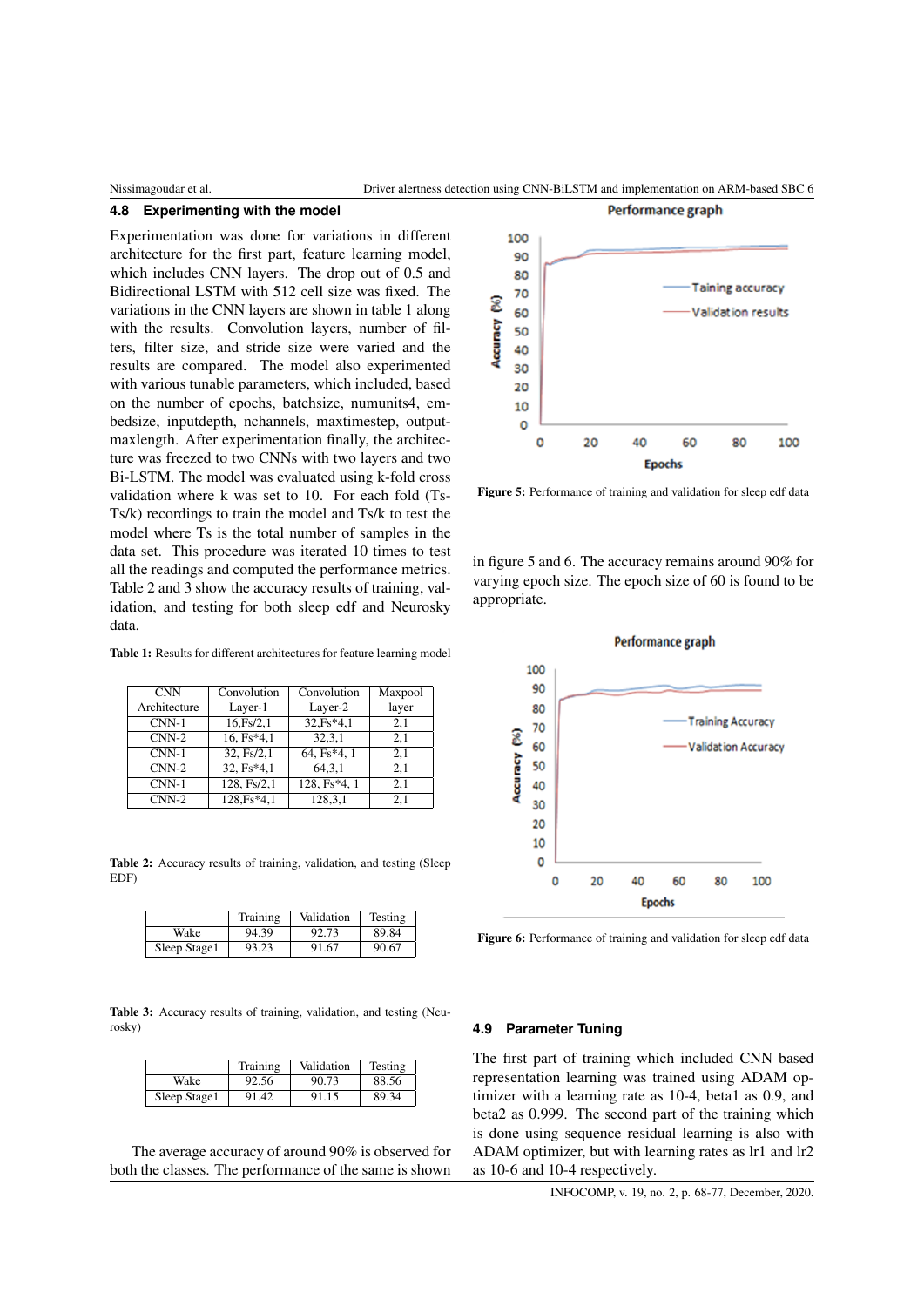### 4.8 Experimenting with the model

Experimentation was done for variations in different architecture for the first part, feature learning model, which includes CNN layers. The drop out of 0.5 and Bidirectional LSTM with 512 cell size was fixed. The variations in the CNN layers are shown in table 1 along with the results. Convolution layers, number of filters, filter size, and stride size were varied and the results are compared. The model also experimented with various tunable parameters, which included, based on the number of epochs, batchsize, numunits4, embedsize, inputdepth, nchannels, maxtimestep, outputmaxlength. After experimentation finally, the architecture was freezed to two CNNs with two layers and two Bi-LSTM. The model was evaluated using k-fold cross validation where k was set to 10. For each fold (Ts-Ts/k) recordings to train the model and Ts/k to test the model where Ts is the total number of samples in the data set. This procedure was iterated 10 times to test all the readings and computed the performance metrics. Table 2 and 3 show the accuracy results of training, validation, and testing for both sleep edf and Neurosky data.

**Table 1:** Results for different architectures for feature learning model

| CNN Architecture | Convolution Layer-1 | Convolution Layer-2 | Maxpool layer |
|---|---|---|---|
| CNN-1 | 16,Fs/2,1 | 32,Fs*4,1 | 2,1 |
| CNN-2 | 16, Fs*4,1 | 32,3,1 | 2,1 |
| CNN-1 | 32, Fs/2,1 | 64, Fs*4, 1 | 2,1 |
| CNN-2 | 32, Fs*4,1 | 64,3,1 | 2,1 |
| CNN-1 | 128, Fs/2,1 | 128, Fs*4, 1 | 2,1 |
| CNN-2 | 128,Fs*4,1 | 128,3,1 | 2,1 |

**Table 2:** Accuracy results of training, validation, and testing (Sleep EDF)

| | Training | Validation | Testing |
|---|---|---|---|
| Wake | 94.39 | 92.73 | 89.84 |
| Sleep Stage1 | 93.23 | 91.67 | 90.67 |

**Table 3:** Accuracy results of training, validation, and testing (Neurosky)

| | Training | Validation | Testing |
|---|---|---|---|
| Wake | 92.56 | 90.73 | 88.56 |
| Sleep Stage1 | 91.42 | 91.15 | 89.34 |

The average accuracy of around 90% is observed for both the classes. The performance of the same is shown in figure 5 and 6. The accuracy remains around 90% for varying epoch size. The epoch size of 60 is found to be appropriate.

**Figure 5:** Performance of training and validation for sleep edf data

**Figure 6:** Performance of training and validation for sleep edf data

### 4.9 Parameter Tuning

The first part of training which included CNN based representation learning was trained using ADAM optimizer with a learning rate as 10-4, beta1 as 0.9, and beta2 as 0.999. The second part of the training which is done using sequence residual learning is also with ADAM optimizer, but with learning rates as lr1 and lr2 as 10-6 and 10-4 respectively.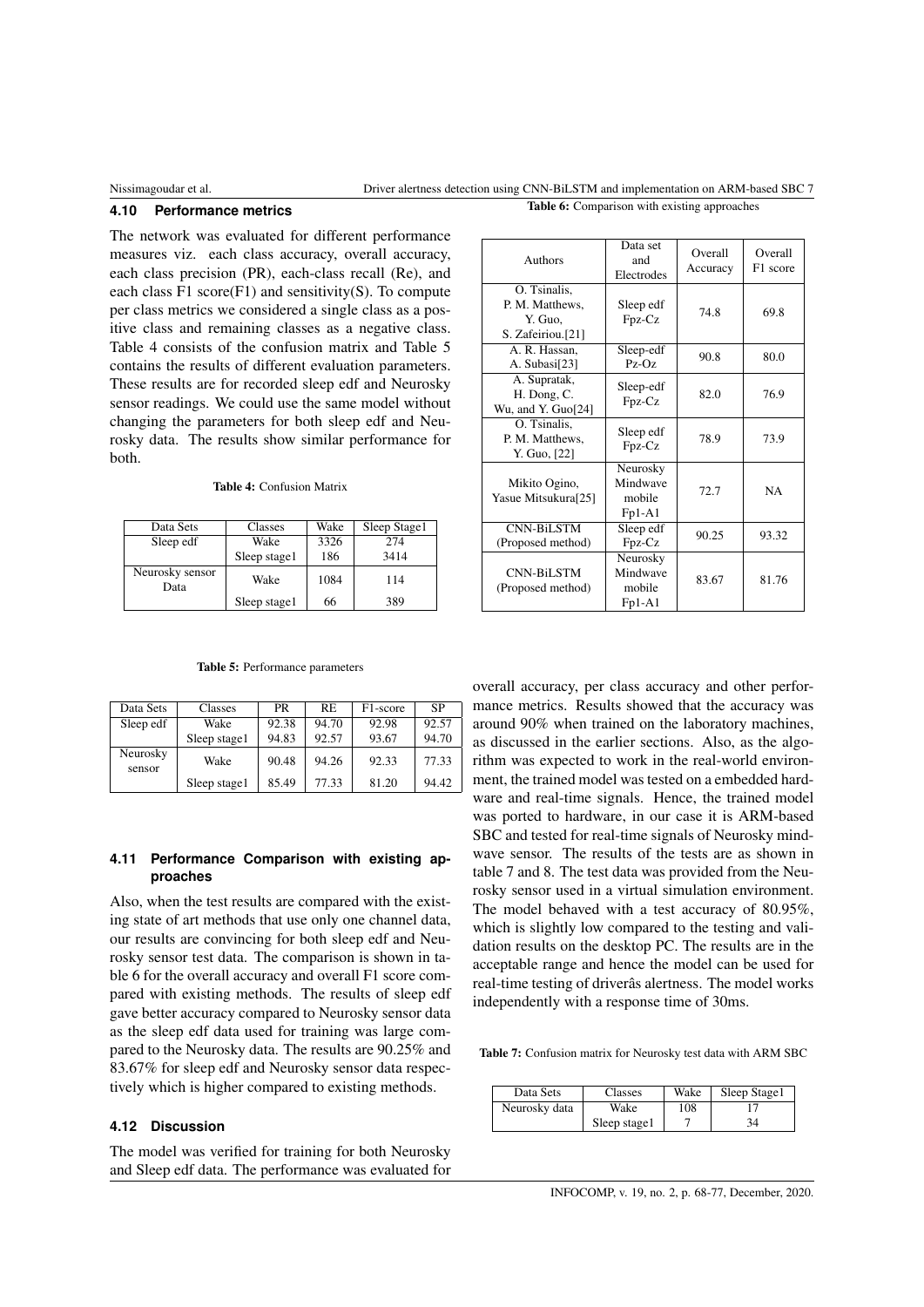### 4.10 Performance metrics

The network was evaluated for different performance measures viz. each class accuracy, overall accuracy, each class precision (PR), each-class recall (Re), and each class F1 score(F1) and sensitivity(S). To compute per class metrics we considered a single class as a positive class and remaining classes as a negative class. Table 4 consists of the confusion matrix and Table 5 contains the results of different evaluation parameters. These results are for recorded sleep edf and Neurosky sensor readings. We could use the same model without changing the parameters for both sleep edf and Neurosky data. The results show similar performance for both.

**Table 4:** Confusion Matrix

| Data Sets | Classes | Wake | Sleep Stage1 |
|---|---|---|---|
| Sleep edf | Wake | 3326 | 274 |
| | Sleep stage1 | 186 | 3414 |
| Neurosky sensor Data | Wake | 1084 | 114 |
| | Sleep stage1 | 66 | 389 |

**Table 5:** Performance parameters

| Data Sets | Classes | PR | RE | F1-score | SP |
|---|---|---|---|---|---|
| Sleep edf | Wake | 92.38 | 94.70 | 92.98 | 92.57 |
| | Sleep stage1 | 94.83 | 92.57 | 93.67 | 94.70 |
| Neurosky sensor | Wake | 90.48 | 94.26 | 92.33 | 77.33 |
| | Sleep stage1 | 85.49 | 77.33 | 81.20 | 94.42 |

### 4.11 Performance Comparison with existing approaches

Also, when the test results are compared with the existing state of art methods that use only one channel data, our results are convincing for both sleep edf and Neurosky sensor test data. The comparison is shown in table 6 for the overall accuracy and overall F1 score compared with existing methods. The results of sleep edf gave better accuracy compared to Neurosky sensor data as the sleep edf data used for training was large compared to the Neurosky data. The results are 90.25% and 83.67% for sleep edf and Neurosky sensor data respectively which is higher compared to existing methods.

**Table 6:** Comparison with existing approaches

| Authors | Data set and Electrodes | Overall Accuracy | Overall F1 score |
|---|---|---|---|
| O. Tsinalis, P. M. Matthews, Y. Guo, S. Zafeiriou.[21] | Sleep edf Fpz-Cz | 74.8 | 69.8 |
| A. R. Hassan, A. Subasi[23] | Sleep-edf Pz-Oz | 90.8 | 80.0 |
| A. Supratak, H. Dong, C. Wu, and Y. Guo[24] | Sleep-edf Fpz-Cz | 82.0 | 76.9 |
| O. Tsinalis, P. M. Matthews, Y. Guo, [22] | Sleep edf Fpz-Cz | 78.9 | 73.9 |
| Mikito Ogino, Yasue Mitsukura[25] | Neurosky Mindwave mobile Fp1-A1 | 72.7 | NA |
| CNN-BiLSTM (Proposed method) | Sleep edf Fpz-Cz | 90.25 | 93.32 |
| CNN-BiLSTM (Proposed method) | Neurosky Mindwave mobile Fp1-A1 | 83.67 | 81.76 |

### 4.12 Discussion

The model was verified for training for both Neurosky and Sleep edf data. The performance was evaluated for overall accuracy, per class accuracy and other performance metrics. Results showed that the accuracy was around 90% when trained on the laboratory machines, as discussed in the earlier sections. Also, as the algorithm was expected to work in the real-world environment, the trained model was tested on a embedded hardware and real-time signals. Hence, the trained model was ported to hardware, in our case it is ARM-based SBC and tested for real-time signals of Neurosky mindwave sensor. The results of the tests are as shown in table 7 and 8. The test data was provided from the Neurosky sensor used in a virtual simulation environment. The model behaved with a test accuracy of 80.95%, which is slightly low compared to the testing and validation results on the desktop PC. The results are in the acceptable range and hence the model can be used for real-time testing of driverâs alertness. The model works independently with a response time of 30ms.

**Table 7:** Confusion matrix for Neurosky test data with ARM SBC

| Data Sets | Classes | Wake | Sleep Stage1 |
|---|---|---|---|
| Neurosky data | Wake | 108 | 17 |
| | Sleep stage1 | 7 | 34 |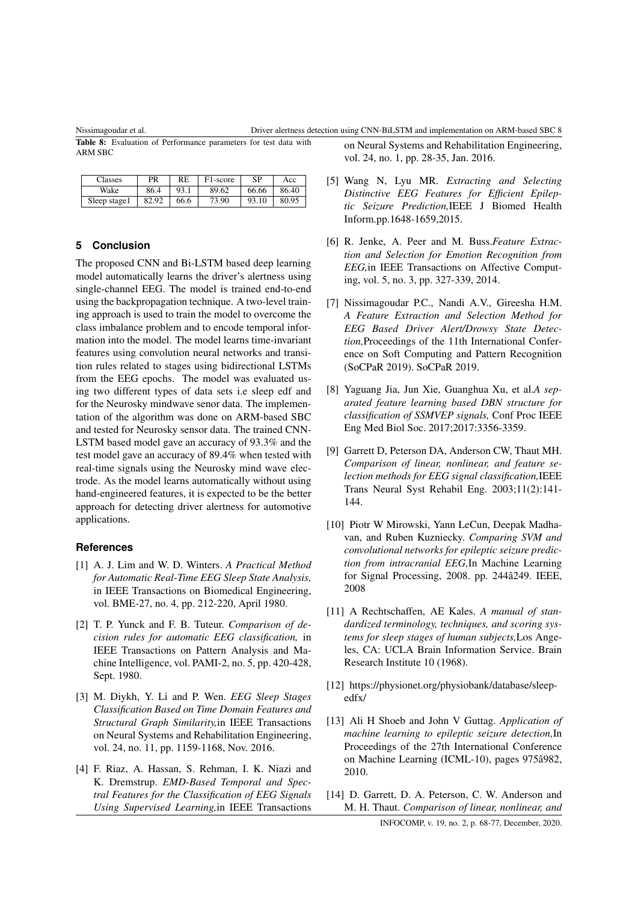**Table 8:** Evaluation of Performance parameters for test data with ARM SBC

| Classes | PR | RE | F1-score | SP | Acc |
|---|---|---|---|---|---|
| Wake | 86.4 | 93.1 | 89.62 | 66.66 | 86.40 |
| Sleep stage1 | 82.92 | 66.6 | 73.90 | 93.10 | 80.95 |

## 5 Conclusion

The proposed CNN and Bi-LSTM based deep learning model automatically learns the driver's alertness using single-channel EEG. The model is trained end-to-end using the backpropagation technique. A two-level training approach is used to train the model to overcome the class imbalance problem and to encode temporal information into the model. The model learns time-invariant features using convolution neural networks and transition rules related to stages using bidirectional LSTMs from the EEG epochs. The model was evaluated using two different types of data sets i.e sleep edf and for the Neurosky mindwave senor data. The implementation of the algorithm was done on ARM-based SBC and tested for Neurosky sensor data. The trained CNN-LSTM based model gave an accuracy of 93.3% and the test model gave an accuracy of 89.4% when tested with real-time signals using the Neurosky mind wave electrode. As the model learns automatically without using hand-engineered features, it is expected to be the better approach for detecting driver alertness for automotive applications.

## References

[1] A. J. Lim and W. D. Winters. *A Practical Method for Automatic Real-Time EEG Sleep State Analysis,* in IEEE Transactions on Biomedical Engineering, vol. BME-27, no. 4, pp. 212-220, April 1980.

[2] T. P. Yunck and F. B. Tuteur. *Comparison of decision rules for automatic EEG classification,* in IEEE Transactions on Pattern Analysis and Machine Intelligence, vol. PAMI-2, no. 5, pp. 420-428, Sept. 1980.

[3] M. Diykh, Y. Li and P. Wen. *EEG Sleep Stages Classification Based on Time Domain Features and Structural Graph Similarity,*in IEEE Transactions on Neural Systems and Rehabilitation Engineering, vol. 24, no. 11, pp. 1159-1168, Nov. 2016.

[4] F. Riaz, A. Hassan, S. Rehman, I. K. Niazi and K. Dremstrup. *EMD-Based Temporal and Spectral Features for the Classification of EEG Signals Using Supervised Learning,*in IEEE Transactions on Neural Systems and Rehabilitation Engineering, vol. 24, no. 1, pp. 28-35, Jan. 2016.

[5] Wang N, Lyu MR. *Extracting and Selecting Distinctive EEG Features for Efficient Epileptic Seizure Prediction,*IEEE J Biomed Health Inform.pp.1648-1659,2015.

[6] R. Jenke, A. Peer and M. Buss.*Feature Extraction and Selection for Emotion Recognition from EEG,*in IEEE Transactions on Affective Computing, vol. 5, no. 3, pp. 327-339, 2014.

[7] Nissimagoudar P.C., Nandi A.V., Gireesha H.M. *A Feature Extraction and Selection Method for EEG Based Driver Alert/Drowsy State Detection,*Proceedings of the 11th International Conference on Soft Computing and Pattern Recognition (SoCPaR 2019). SoCPaR 2019.

[8] Yaguang Jia, Jun Xie, Guanghua Xu, et al.*A separated feature learning based DBN structure for classification of SSMVEP signals,* Conf Proc IEEE Eng Med Biol Soc. 2017;2017:3356-3359.

[9] Garrett D, Peterson DA, Anderson CW, Thaut MH. *Comparison of linear, nonlinear, and feature selection methods for EEG signal classification,*IEEE Trans Neural Syst Rehabil Eng. 2003;11(2):141-144.

[10] Piotr W Mirowski, Yann LeCun, Deepak Madhavan, and Ruben Kuzniecky. *Comparing SVM and convolutional networks for epileptic seizure prediction from intracranial EEG,*In Machine Learning for Signal Processing, 2008. pp. 244â249. IEEE, 2008

[11] A Rechtschaffen, AE Kales. *A manual of standardized terminology, techniques, and scoring systems for sleep stages of human subjects,*Los Angeles, CA: UCLA Brain Information Service. Brain Research Institute 10 (1968).

[12] https://physionet.org/physiobank/database/sleep-edfx/

[13] Ali H Shoeb and John V Guttag. *Application of machine learning to epileptic seizure detection,*In Proceedings of the 27th International Conference on Machine Learning (ICML-10), pages 975â982, 2010.

[14] D. Garrett, D. A. Peterson, C. W. Anderson and M. H. Thaut. *Comparison of linear, nonlinear, and*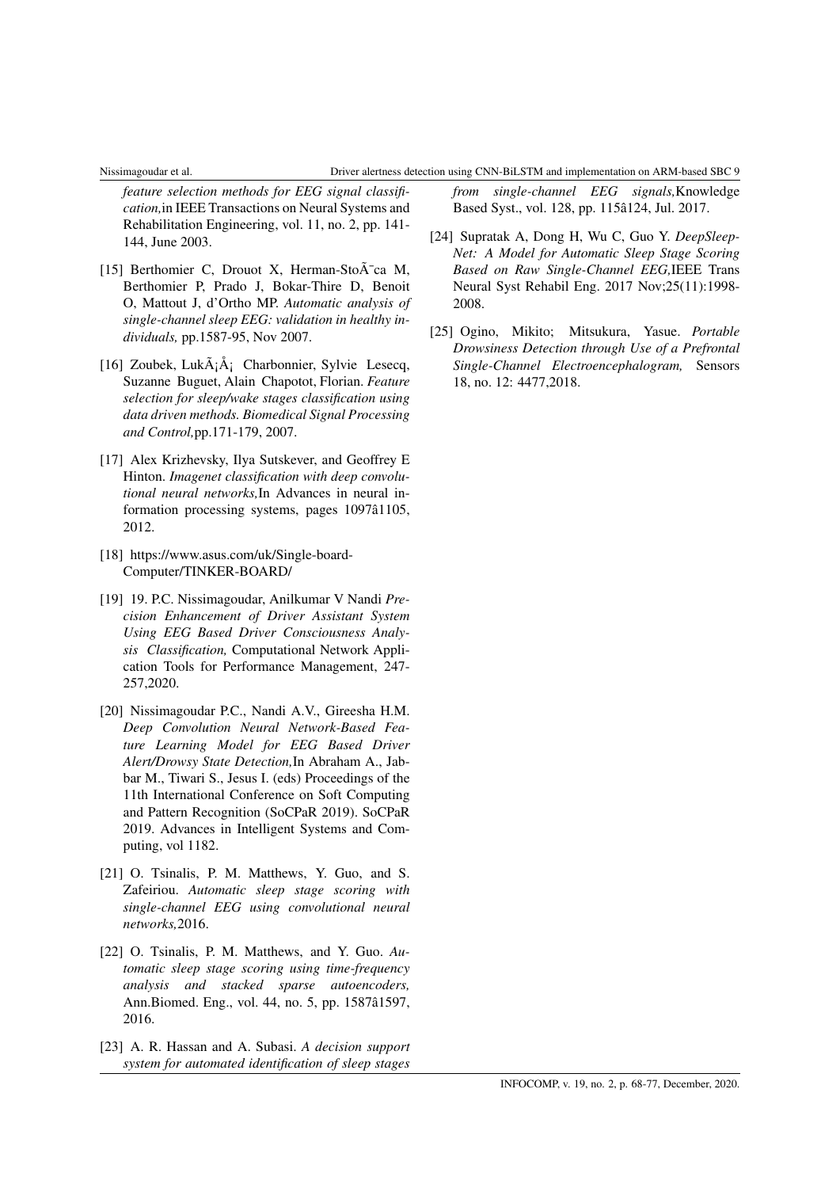*feature selection methods for EEG signal classification,*in IEEE Transactions on Neural Systems and Rehabilitation Engineering, vol. 11, no. 2, pp. 141-144, June 2003.

[15] Berthomier C, Drouot X, Herman-StoÃ¯ca M, Berthomier P, Prado J, Bokar-Thire D, Benoit O, Mattout J, d'Ortho MP. *Automatic analysis of single-channel sleep EEG: validation in healthy individuals,* pp.1587-95, Nov 2007.

[16] Zoubek, LukÃ¡Å¡ Charbonnier, Sylvie Lesecq, Suzanne Buguet, Alain Chapotot, Florian. *Feature selection for sleep/wake stages classification using data driven methods. Biomedical Signal Processing and Control,*pp.171-179, 2007.

[17] Alex Krizhevsky, Ilya Sutskever, and Geoffrey E Hinton. *Imagenet classification with deep convolutional neural networks,*In Advances in neural information processing systems, pages 1097â1105, 2012.

[18] https://www.asus.com/uk/Single-board-Computer/TINKER-BOARD/

[19] 19. P.C. Nissimagoudar, Anilkumar V Nandi *Precision Enhancement of Driver Assistant System Using EEG Based Driver Consciousness Analysis Classification,* Computational Network Application Tools for Performance Management, 247-257,2020.

[20] Nissimagoudar P.C., Nandi A.V., Gireesha H.M. *Deep Convolution Neural Network-Based Feature Learning Model for EEG Based Driver Alert/Drowsy State Detection,*In Abraham A., Jabbar M., Tiwari S., Jesus I. (eds) Proceedings of the 11th International Conference on Soft Computing and Pattern Recognition (SoCPaR 2019). SoCPaR 2019. Advances in Intelligent Systems and Computing, vol 1182.

[21] O. Tsinalis, P. M. Matthews, Y. Guo, and S. Zafeiriou. *Automatic sleep stage scoring with single-channel EEG using convolutional neural networks,*2016.

[22] O. Tsinalis, P. M. Matthews, and Y. Guo. *Automatic sleep stage scoring using time-frequency analysis and stacked sparse autoencoders,* Ann.Biomed. Eng., vol. 44, no. 5, pp. 1587â1597, 2016.

[23] A. R. Hassan and A. Subasi. *A decision support system for automated identification of sleep stages from single-channel EEG signals,*Knowledge Based Syst., vol. 128, pp. 115â124, Jul. 2017.

[24] Supratak A, Dong H, Wu C, Guo Y. *DeepSleepNet: A Model for Automatic Sleep Stage Scoring Based on Raw Single-Channel EEG,*IEEE Trans Neural Syst Rehabil Eng. 2017 Nov;25(11):1998-2008.

[25] Ogino, Mikito; Mitsukura, Yasue. *Portable Drowsiness Detection through Use of a Prefrontal Single-Channel Electroencephalogram,* Sensors 18, no. 12: 4477,2018.